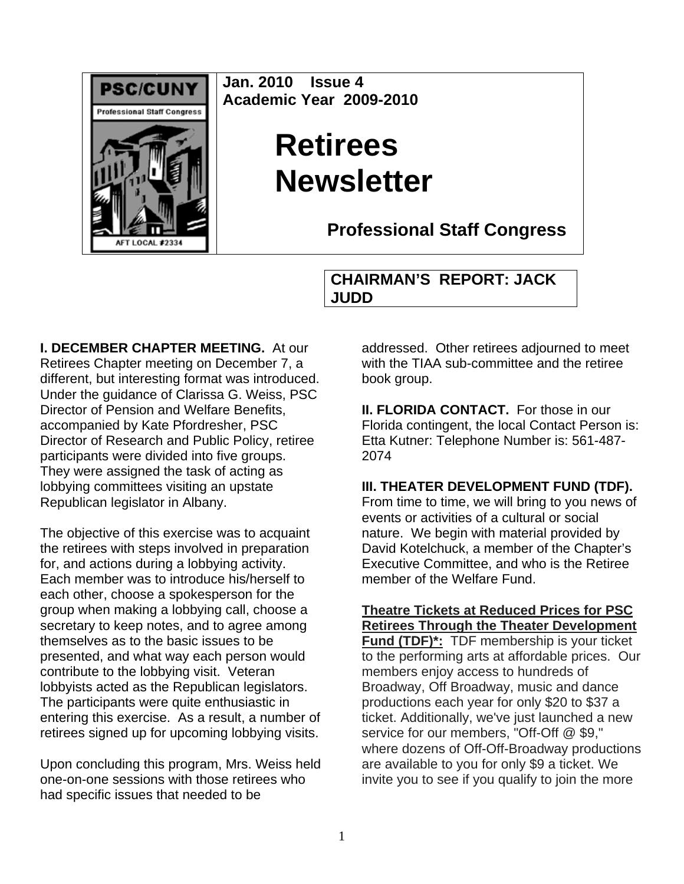**Jan. 2010 Issue 4**
**Academic Year 2009-2010**

# Retirees Newsletter

## Professional Staff Congress

### CHAIRMAN'S REPORT: JACK JUDD

**I. DECEMBER CHAPTER MEETING.** At our Retirees Chapter meeting on December 7, a different, but interesting format was introduced. Under the guidance of Clarissa G. Weiss, PSC Director of Pension and Welfare Benefits, accompanied by Kate Pfordresher, PSC Director of Research and Public Policy, retiree participants were divided into five groups. They were assigned the task of acting as lobbying committees visiting an upstate Republican legislator in Albany.

The objective of this exercise was to acquaint the retirees with steps involved in preparation for, and actions during a lobbying activity. Each member was to introduce his/herself to each other, choose a spokesperson for the group when making a lobbying call, choose a secretary to keep notes, and to agree among themselves as to the basic issues to be presented, and what way each person would contribute to the lobbying visit. Veteran lobbyists acted as the Republican legislators. The participants were quite enthusiastic in entering this exercise. As a result, a number of retirees signed up for upcoming lobbying visits.

Upon concluding this program, Mrs. Weiss held one-on-one sessions with those retirees who had specific issues that needed to be addressed. Other retirees adjourned to meet with the TIAA sub-committee and the retiree book group.

**II. FLORIDA CONTACT.** For those in our Florida contingent, the local Contact Person is: Etta Kutner: Telephone Number is: 561-487-2074

**III. THEATER DEVELOPMENT FUND (TDF).** From time to time, we will bring to you news of events or activities of a cultural or social nature. We begin with material provided by David Kotelchuck, a member of the Chapter's Executive Committee, and who is the Retiree member of the Welfare Fund.

**Theatre Tickets at Reduced Prices for PSC Retirees Through the Theater Development Fund (TDF)*:** TDF membership is your ticket to the performing arts at affordable prices. Our members enjoy access to hundreds of Broadway, Off Broadway, music and dance productions each year for only $20 to $37 a ticket. Additionally, we've just launched a new service for our members, "Off-Off @ $9," where dozens of Off-Off-Broadway productions are available to you for only $9 a ticket. We invite you to see if you qualify to join the more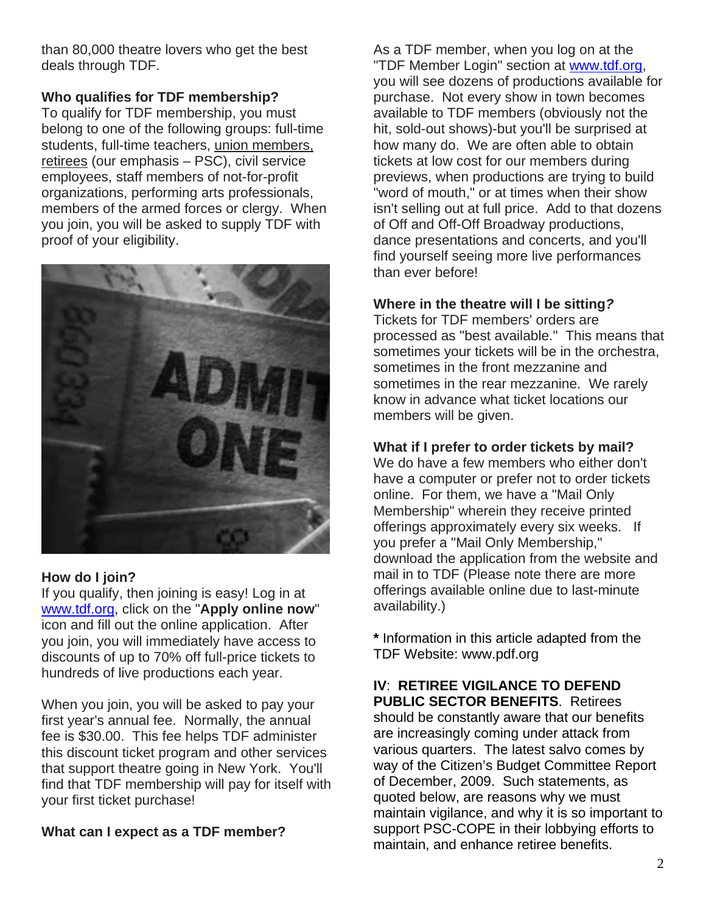than 80,000 theatre lovers who get the best deals through TDF.

**Who qualifies for TDF membership?**
To qualify for TDF membership, you must belong to one of the following groups: full-time students, full-time teachers, union members, retirees (our emphasis – PSC), civil service employees, staff members of not-for-profit organizations, performing arts professionals, members of the armed forces or clergy. When you join, you will be asked to supply TDF with proof of your eligibility.

**How do I join?**
If you qualify, then joining is easy! Log in at www.tdf.org, click on the "**Apply online now**" icon and fill out the online application. After you join, you will immediately have access to discounts of up to 70% off full-price tickets to hundreds of live productions each year.

When you join, you will be asked to pay your first year's annual fee. Normally, the annual fee is $30.00. This fee helps TDF administer this discount ticket program and other services that support theatre going in New York. You'll find that TDF membership will pay for itself with your first ticket purchase!

**What can I expect as a TDF member?**
As a TDF member, when you log on at the "TDF Member Login" section at www.tdf.org, you will see dozens of productions available for purchase. Not every show in town becomes available to TDF members (obviously not the hit, sold-out shows)-but you'll be surprised at how many do. We are often able to obtain tickets at low cost for our members during previews, when productions are trying to build "word of mouth," or at times when their show isn't selling out at full price. Add to that dozens of Off and Off-Off Broadway productions, dance presentations and concerts, and you'll find yourself seeing more live performances than ever before!

**Where in the theatre will I be sitting?**
Tickets for TDF members' orders are processed as "best available." This means that sometimes your tickets will be in the orchestra, sometimes in the front mezzanine and sometimes in the rear mezzanine. We rarely know in advance what ticket locations our members will be given.

**What if I prefer to order tickets by mail?**
We do have a few members who either don't have a computer or prefer not to order tickets online. For them, we have a "Mail Only Membership" wherein they receive printed offerings approximately every six weeks. If you prefer a "Mail Only Membership," download the application from the website and mail in to TDF (Please note there are more offerings available online due to last-minute availability.)

**\*** Information in this article adapted from the TDF Website: www.pdf.org

**IV**: **RETIREE VIGILANCE TO DEFEND PUBLIC SECTOR BENEFITS**. Retirees should be constantly aware that our benefits are increasingly coming under attack from various quarters. The latest salvo comes by way of the Citizen's Budget Committee Report of December, 2009. Such statements, as quoted below, are reasons why we must maintain vigilance, and why it is so important to support PSC-COPE in their lobbying efforts to maintain, and enhance retiree benefits.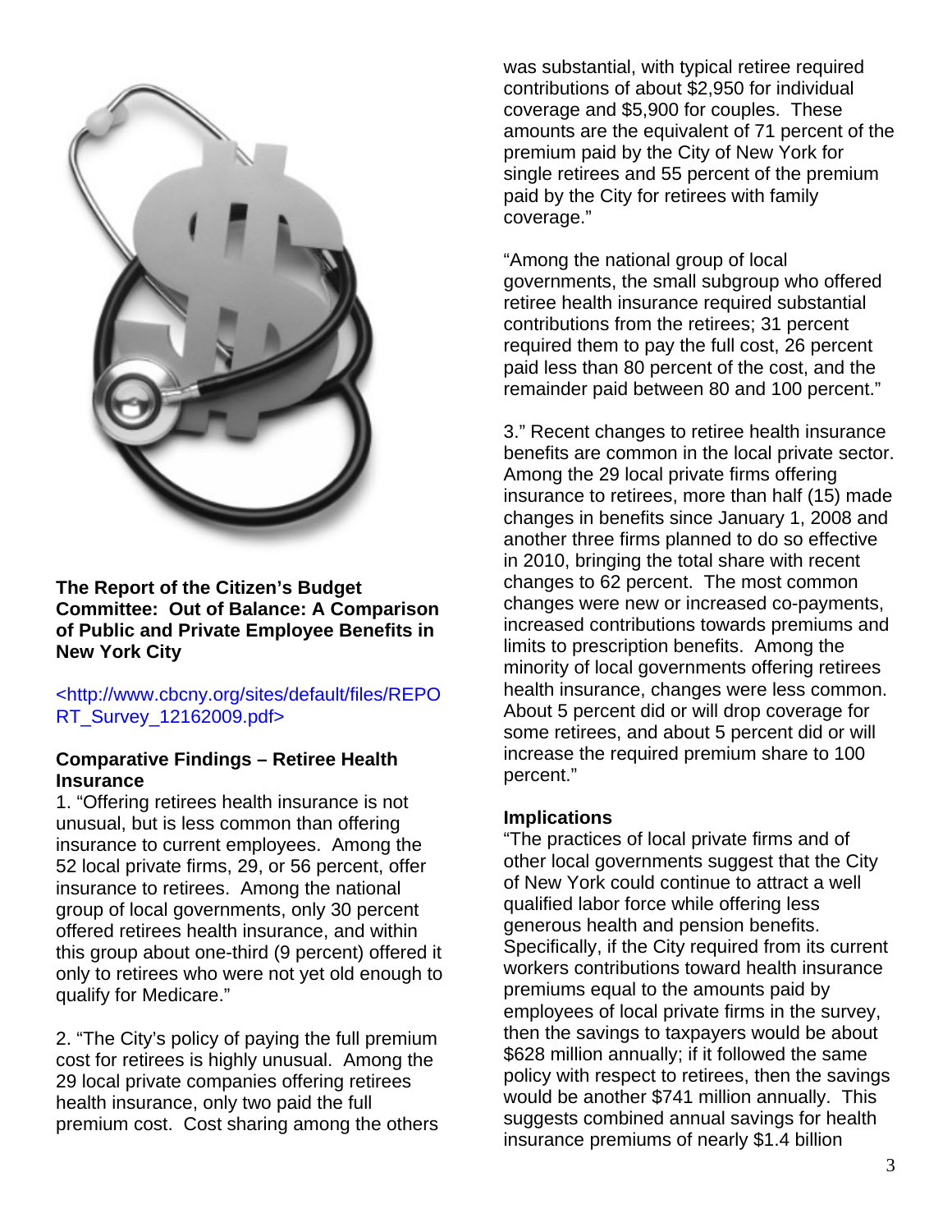**The Report of the Citizen's Budget Committee: Out of Balance: A Comparison of Public and Private Employee Benefits in New York City**

<http://www.cbcny.org/sites/default/files/REPORT_Survey_12162009.pdf>

**Comparative Findings – Retiree Health Insurance**

1. "Offering retirees health insurance is not unusual, but is less common than offering insurance to current employees. Among the 52 local private firms, 29, or 56 percent, offer insurance to retirees. Among the national group of local governments, only 30 percent offered retirees health insurance, and within this group about one-third (9 percent) offered it only to retirees who were not yet old enough to qualify for Medicare."

2. "The City's policy of paying the full premium cost for retirees is highly unusual. Among the 29 local private companies offering retirees health insurance, only two paid the full premium cost. Cost sharing among the others was substantial, with typical retiree required contributions of about $2,950 for individual coverage and $5,900 for couples. These amounts are the equivalent of 71 percent of the premium paid by the City of New York for single retirees and 55 percent of the premium paid by the City for retirees with family coverage."

"Among the national group of local governments, the small subgroup who offered retiree health insurance required substantial contributions from the retirees; 31 percent required them to pay the full cost, 26 percent paid less than 80 percent of the cost, and the remainder paid between 80 and 100 percent."

3." Recent changes to retiree health insurance benefits are common in the local private sector. Among the 29 local private firms offering insurance to retirees, more than half (15) made changes in benefits since January 1, 2008 and another three firms planned to do so effective in 2010, bringing the total share with recent changes to 62 percent. The most common changes were new or increased co-payments, increased contributions towards premiums and limits to prescription benefits. Among the minority of local governments offering retirees health insurance, changes were less common. About 5 percent did or will drop coverage for some retirees, and about 5 percent did or will increase the required premium share to 100 percent."

**Implications**

"The practices of local private firms and of other local governments suggest that the City of New York could continue to attract a well qualified labor force while offering less generous health and pension benefits. Specifically, if the City required from its current workers contributions toward health insurance premiums equal to the amounts paid by employees of local private firms in the survey, then the savings to taxpayers would be about $628 million annually; if it followed the same policy with respect to retirees, then the savings would be another $741 million annually. This suggests combined annual savings for health insurance premiums of nearly $1.4 billion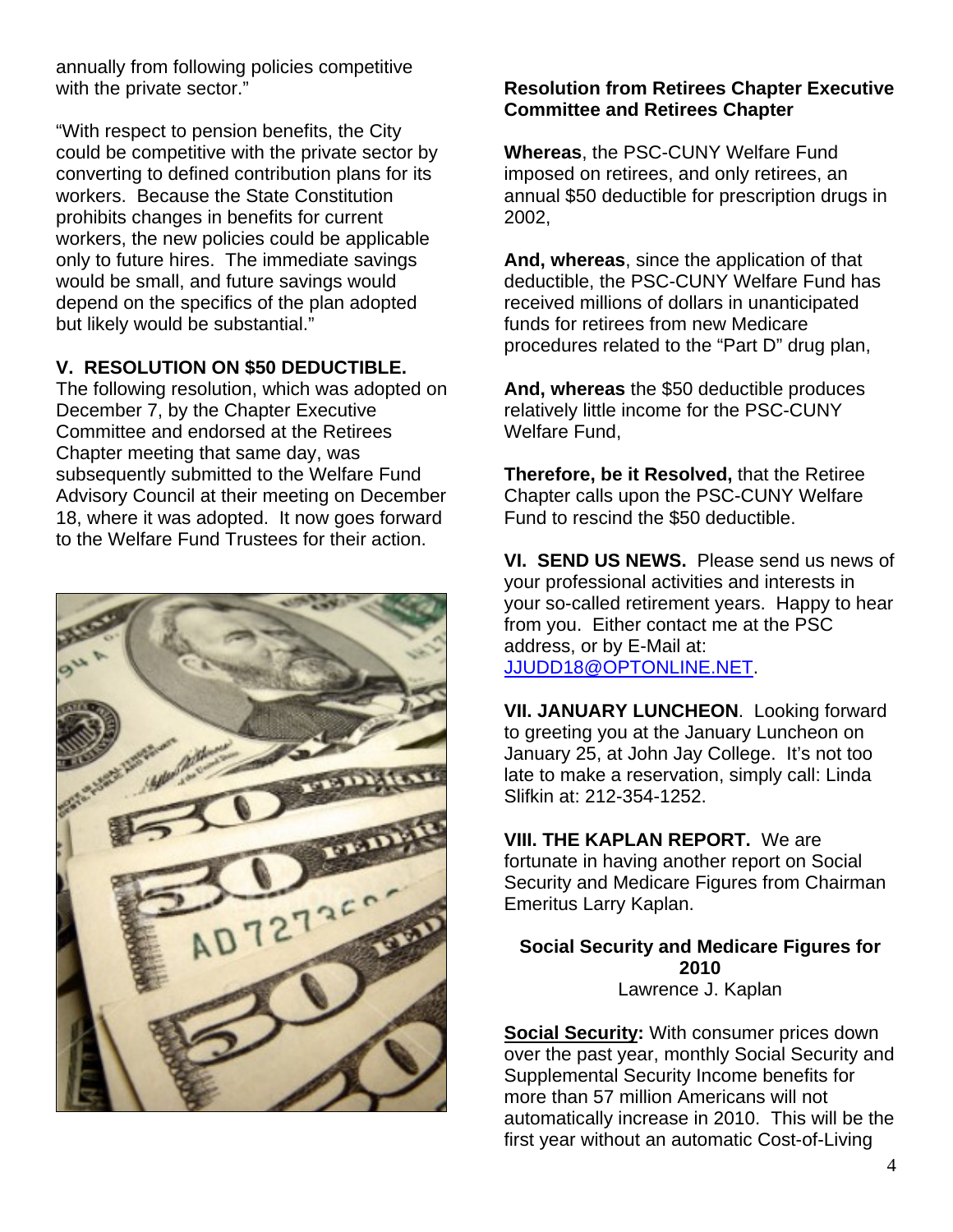annually from following policies competitive with the private sector."

"With respect to pension benefits, the City could be competitive with the private sector by converting to defined contribution plans for its workers. Because the State Constitution prohibits changes in benefits for current workers, the new policies could be applicable only to future hires. The immediate savings would be small, and future savings would depend on the specifics of the plan adopted but likely would be substantial."

**V. RESOLUTION ON $50 DEDUCTIBLE.** The following resolution, which was adopted on December 7, by the Chapter Executive Committee and endorsed at the Retirees Chapter meeting that same day, was subsequently submitted to the Welfare Fund Advisory Council at their meeting on December 18, where it was adopted. It now goes forward to the Welfare Fund Trustees for their action.

**Resolution from Retirees Chapter Executive Committee and Retirees Chapter**

**Whereas**, the PSC-CUNY Welfare Fund imposed on retirees, and only retirees, an annual $50 deductible for prescription drugs in 2002,

**And, whereas**, since the application of that deductible, the PSC-CUNY Welfare Fund has received millions of dollars in unanticipated funds for retirees from new Medicare procedures related to the "Part D" drug plan,

**And, whereas** the $50 deductible produces relatively little income for the PSC-CUNY Welfare Fund,

**Therefore, be it Resolved,** that the Retiree Chapter calls upon the PSC-CUNY Welfare Fund to rescind the $50 deductible.

**VI. SEND US NEWS.** Please send us news of your professional activities and interests in your so-called retirement years. Happy to hear from you. Either contact me at the PSC address, or by E-Mail at: JJUDD18@OPTONLINE.NET.

**VII. JANUARY LUNCHEON**. Looking forward to greeting you at the January Luncheon on January 25, at John Jay College. It's not too late to make a reservation, simply call: Linda Slifkin at: 212-354-1252.

**VIII. THE KAPLAN REPORT.** We are fortunate in having another report on Social Security and Medicare Figures from Chairman Emeritus Larry Kaplan.

**Social Security and Medicare Figures for 2010**

Lawrence J. Kaplan

**Social Security:** With consumer prices down over the past year, monthly Social Security and Supplemental Security Income benefits for more than 57 million Americans will not automatically increase in 2010. This will be the first year without an automatic Cost-of-Living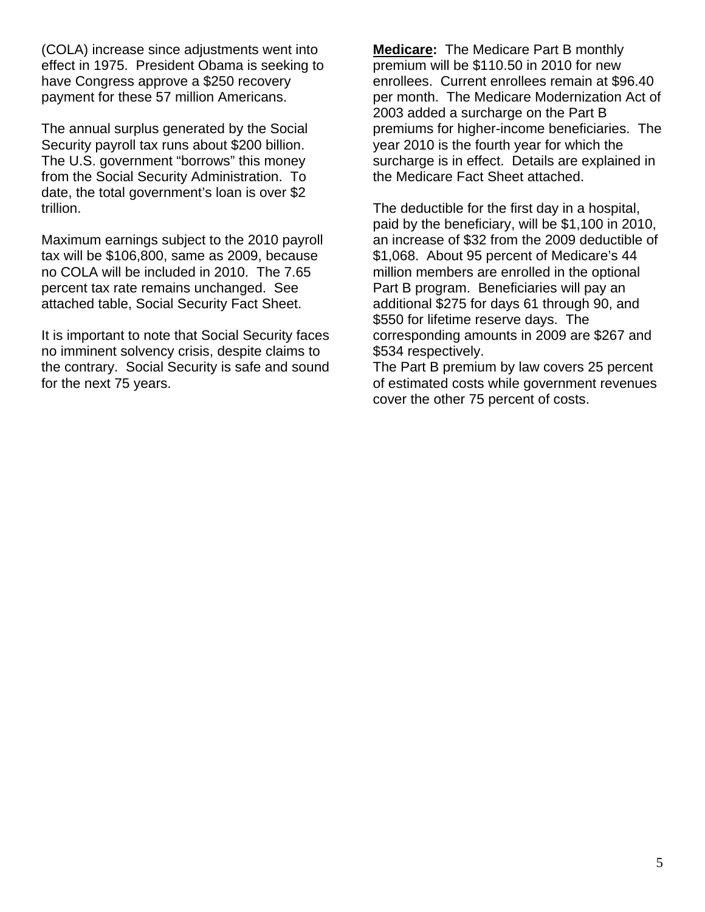(COLA) increase since adjustments went into effect in 1975. President Obama is seeking to have Congress approve a $250 recovery payment for these 57 million Americans.

The annual surplus generated by the Social Security payroll tax runs about $200 billion. The U.S. government "borrows" this money from the Social Security Administration. To date, the total government's loan is over $2 trillion.

Maximum earnings subject to the 2010 payroll tax will be $106,800, same as 2009, because no COLA will be included in 2010. The 7.65 percent tax rate remains unchanged. See attached table, Social Security Fact Sheet.

It is important to note that Social Security faces no imminent solvency crisis, despite claims to the contrary. Social Security is safe and sound for the next 75 years.

**Medicare:** The Medicare Part B monthly premium will be $110.50 in 2010 for new enrollees. Current enrollees remain at $96.40 per month. The Medicare Modernization Act of 2003 added a surcharge on the Part B premiums for higher-income beneficiaries. The year 2010 is the fourth year for which the surcharge is in effect. Details are explained in the Medicare Fact Sheet attached.

The deductible for the first day in a hospital, paid by the beneficiary, will be $1,100 in 2010, an increase of $32 from the 2009 deductible of $1,068. About 95 percent of Medicare's 44 million members are enrolled in the optional Part B program. Beneficiaries will pay an additional $275 for days 61 through 90, and $550 for lifetime reserve days. The corresponding amounts in 2009 are $267 and $534 respectively.
The Part B premium by law covers 25 percent of estimated costs while government revenues cover the other 75 percent of costs.